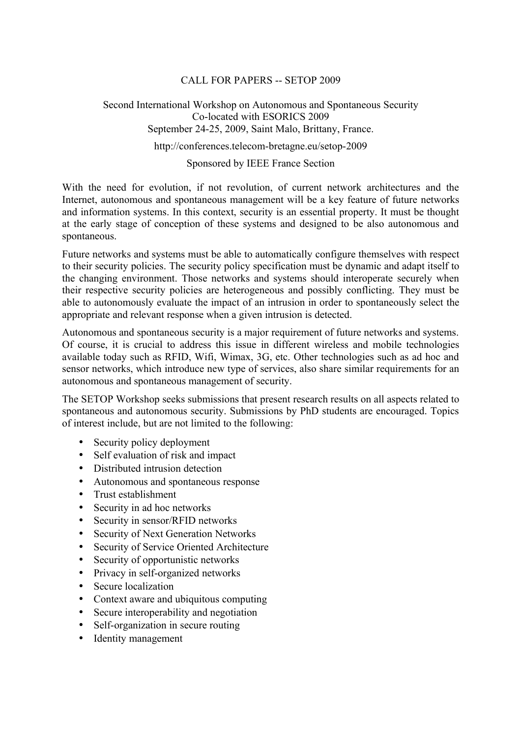# CALL FOR PAPERS -- SETOP 2009

**Second International Workshop on Autonomous and Spontaneous Security**
**Co-located with ESORICS 2009**
**September 24-25, 2009, Saint Malo, Brittany, France.**

http://conferences.telecom-bretagne.eu/setop-2009

Sponsored by IEEE France Section

With the need for evolution, if not revolution, of current network architectures and the Internet, autonomous and spontaneous management will be a key feature of future networks and information systems. In this context, security is an essential property. It must be thought at the early stage of conception of these systems and designed to be also autonomous and spontaneous.

Future networks and systems must be able to automatically configure themselves with respect to their security policies. The security policy specification must be dynamic and adapt itself to the changing environment. Those networks and systems should interoperate securely when their respective security policies are heterogeneous and possibly conflicting. They must be able to autonomously evaluate the impact of an intrusion in order to spontaneously select the appropriate and relevant response when a given intrusion is detected.

Autonomous and spontaneous security is a major requirement of future networks and systems. Of course, it is crucial to address this issue in different wireless and mobile technologies available today such as RFID, Wifi, Wimax, 3G, etc. Other technologies such as ad hoc and sensor networks, which introduce new type of services, also share similar requirements for an autonomous and spontaneous management of security.

The SETOP Workshop seeks submissions that present research results on all aspects related to spontaneous and autonomous security. Submissions by PhD students are encouraged. Topics of interest include, but are not limited to the following:

- Security policy deployment
- Self evaluation of risk and impact
- Distributed intrusion detection
- Autonomous and spontaneous response
- Trust establishment
- Security in ad hoc networks
- Security in sensor/RFID networks
- Security of Next Generation Networks
- Security of Service Oriented Architecture
- Security of opportunistic networks
- Privacy in self-organized networks
- Secure localization
- Context aware and ubiquitous computing
- Secure interoperability and negotiation
- Self-organization in secure routing
- Identity management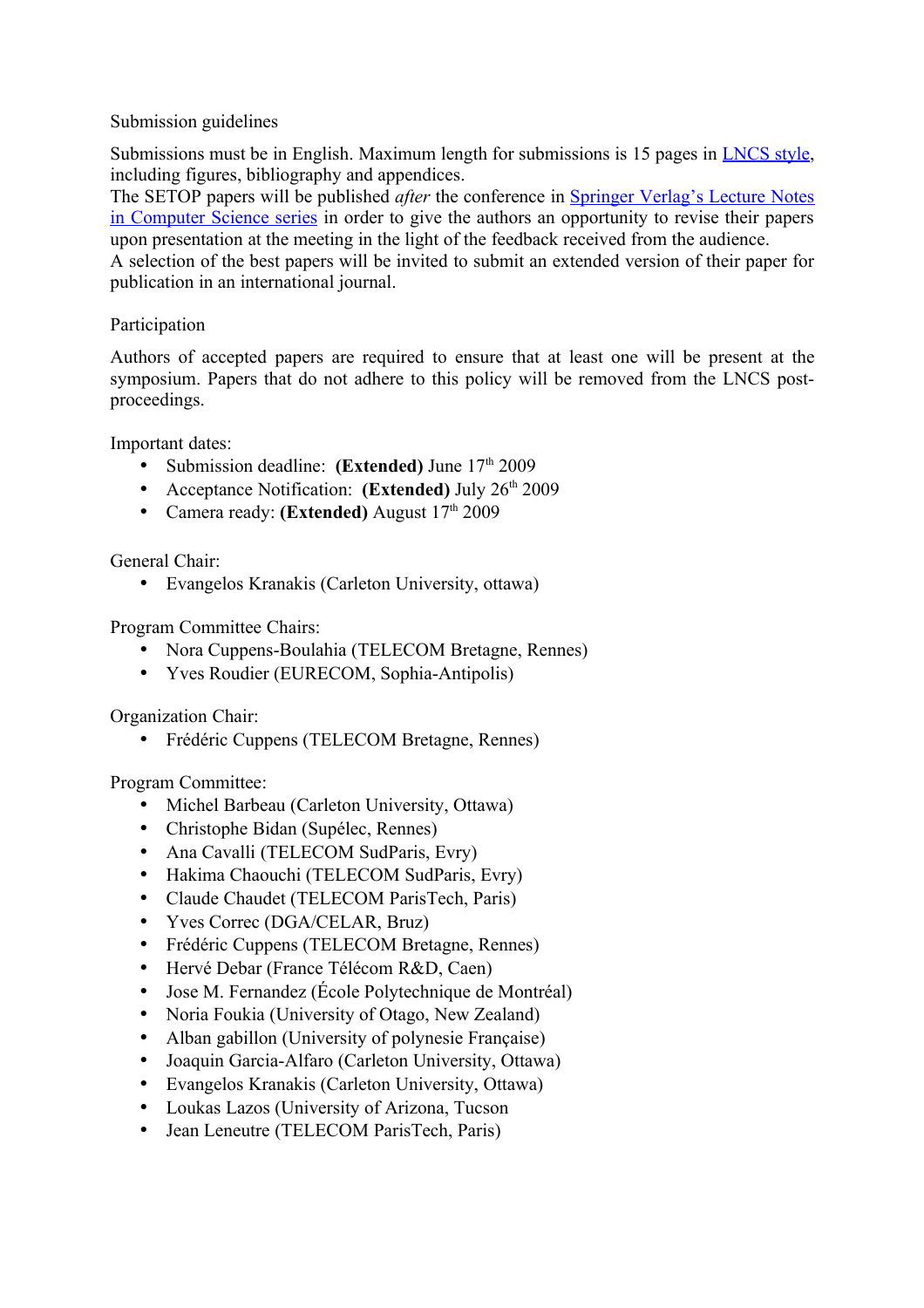Submission guidelines

Submissions must be in English. Maximum length for submissions is 15 pages in [LNCS style](), including figures, bibliography and appendices.
The SETOP papers will be published *after* the conference in [Springer Verlag's Lecture Notes in Computer Science series]() in order to give the authors an opportunity to revise their papers upon presentation at the meeting in the light of the feedback received from the audience.
A selection of the best papers will be invited to submit an extended version of their paper for publication in an international journal.

Participation

Authors of accepted papers are required to ensure that at least one will be present at the symposium. Papers that do not adhere to this policy will be removed from the LNCS post-proceedings.

Important dates:

- Submission deadline: **(Extended)** June 17th 2009
- Acceptance Notification: **(Extended)** July 26th 2009
- Camera ready: **(Extended)** August 17th 2009

General Chair:

- Evangelos Kranakis (Carleton University, ottawa)

Program Committee Chairs:

- Nora Cuppens-Boulahia (TELECOM Bretagne, Rennes)
- Yves Roudier (EURECOM, Sophia-Antipolis)

Organization Chair:

- Frédéric Cuppens (TELECOM Bretagne, Rennes)

Program Committee:

- Michel Barbeau (Carleton University, Ottawa)
- Christophe Bidan (Supélec, Rennes)
- Ana Cavalli (TELECOM SudParis, Evry)
- Hakima Chaouchi (TELECOM SudParis, Evry)
- Claude Chaudet (TELECOM ParisTech, Paris)
- Yves Correc (DGA/CELAR, Bruz)
- Frédéric Cuppens (TELECOM Bretagne, Rennes)
- Hervé Debar (France Télécom R&D, Caen)
- Jose M. Fernandez (École Polytechnique de Montréal)
- Noria Foukia (University of Otago, New Zealand)
- Alban gabillon (University of polynesie Française)
- Joaquin Garcia-Alfaro (Carleton University, Ottawa)
- Evangelos Kranakis (Carleton University, Ottawa)
- Loukas Lazos (University of Arizona, Tucson
- Jean Leneutre (TELECOM ParisTech, Paris)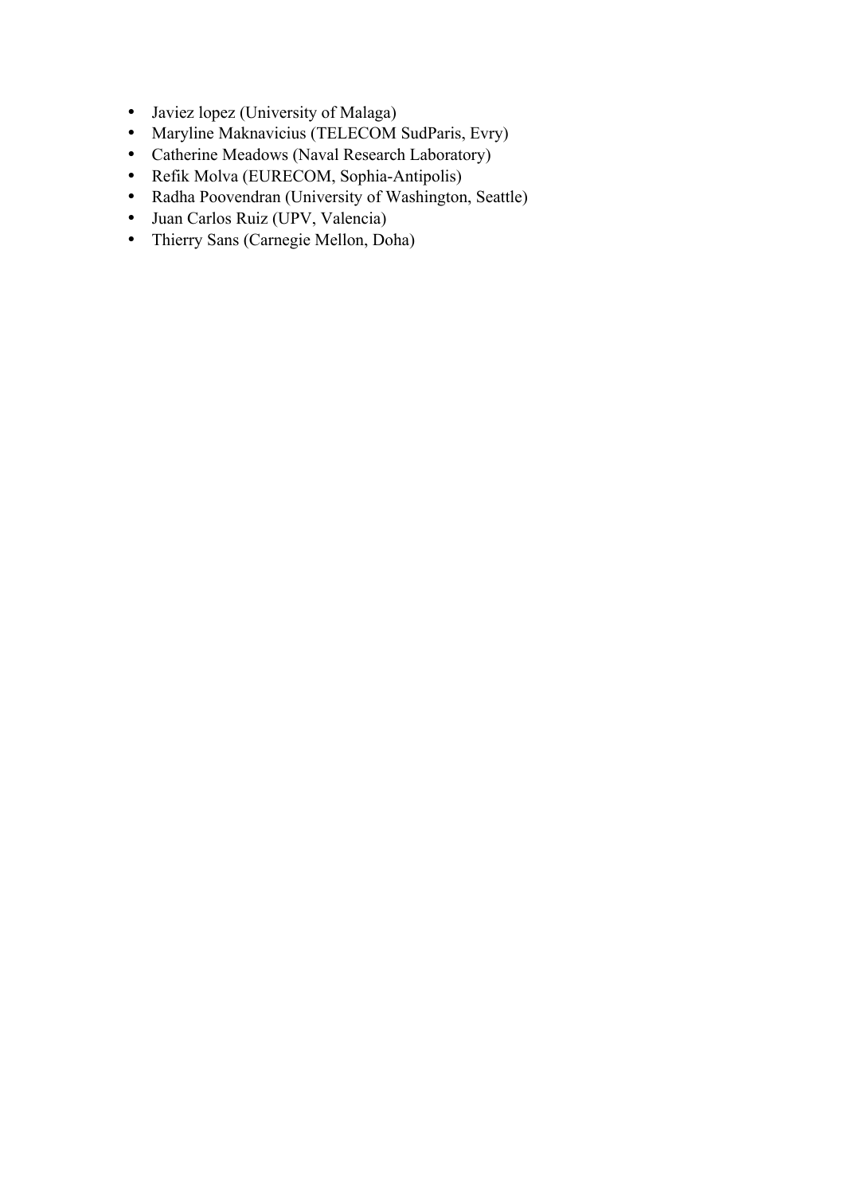- Javiez lopez (University of Malaga)
- Maryline Maknavicius (TELECOM SudParis, Evry)
- Catherine Meadows (Naval Research Laboratory)
- Refik Molva (EURECOM, Sophia-Antipolis)
- Radha Poovendran (University of Washington, Seattle)
- Juan Carlos Ruiz (UPV, Valencia)
- Thierry Sans (Carnegie Mellon, Doha)